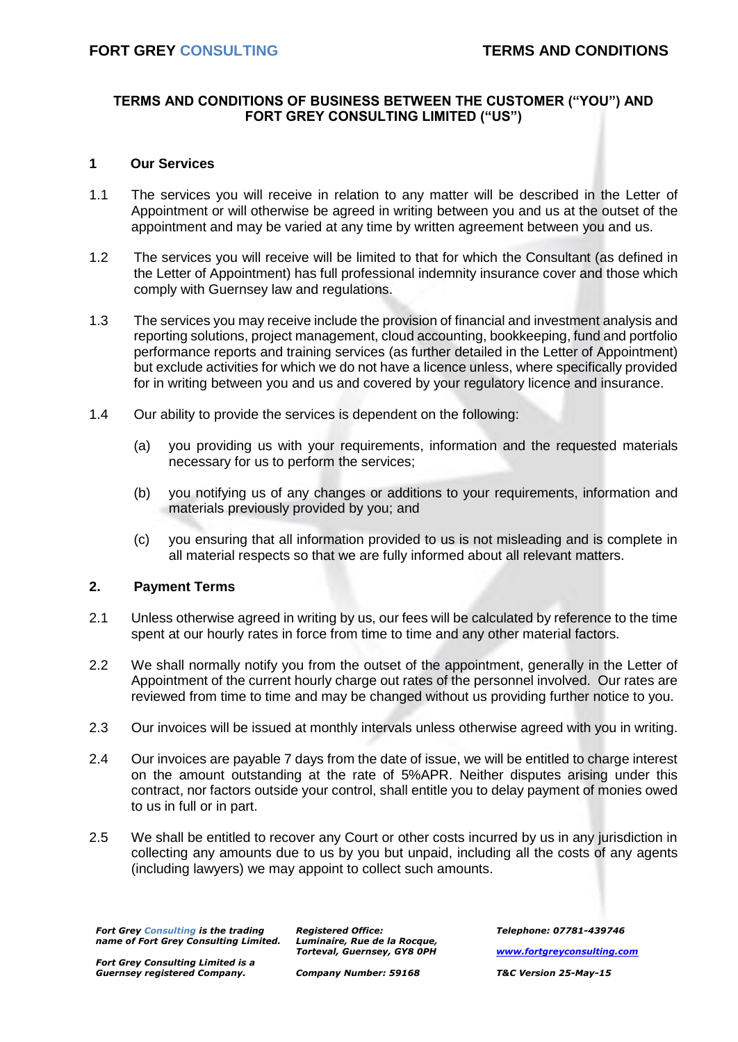# TERMS AND CONDITIONS OF BUSINESS BETWEEN THE CUSTOMER ("YOU") AND FORT GREY CONSULTING LIMITED ("US")

## 1 Our Services

1.1 The services you will receive in relation to any matter will be described in the Letter of Appointment or will otherwise be agreed in writing between you and us at the outset of the appointment and may be varied at any time by written agreement between you and us.

1.2 The services you will receive will be limited to that for which the Consultant (as defined in the Letter of Appointment) has full professional indemnity insurance cover and those which comply with Guernsey law and regulations.

1.3 The services you may receive include the provision of financial and investment analysis and reporting solutions, project management, cloud accounting, bookkeeping, fund and portfolio performance reports and training services (as further detailed in the Letter of Appointment) but exclude activities for which we do not have a licence unless, where specifically provided for in writing between you and us and covered by your regulatory licence and insurance.

1.4 Our ability to provide the services is dependent on the following:

(a) you providing us with your requirements, information and the requested materials necessary for us to perform the services;

(b) you notifying us of any changes or additions to your requirements, information and materials previously provided by you; and

(c) you ensuring that all information provided to us is not misleading and is complete in all material respects so that we are fully informed about all relevant matters.

## 2. Payment Terms

2.1 Unless otherwise agreed in writing by us, our fees will be calculated by reference to the time spent at our hourly rates in force from time to time and any other material factors.

2.2 We shall normally notify you from the outset of the appointment, generally in the Letter of Appointment of the current hourly charge out rates of the personnel involved. Our rates are reviewed from time to time and may be changed without us providing further notice to you.

2.3 Our invoices will be issued at monthly intervals unless otherwise agreed with you in writing.

2.4 Our invoices are payable 7 days from the date of issue, we will be entitled to charge interest on the amount outstanding at the rate of 5%APR. Neither disputes arising under this contract, nor factors outside your control, shall entitle you to delay payment of monies owed to us in full or in part.

2.5 We shall be entitled to recover any Court or other costs incurred by us in any jurisdiction in collecting any amounts due to us by you but unpaid, including all the costs of any agents (including lawyers) we may appoint to collect such amounts.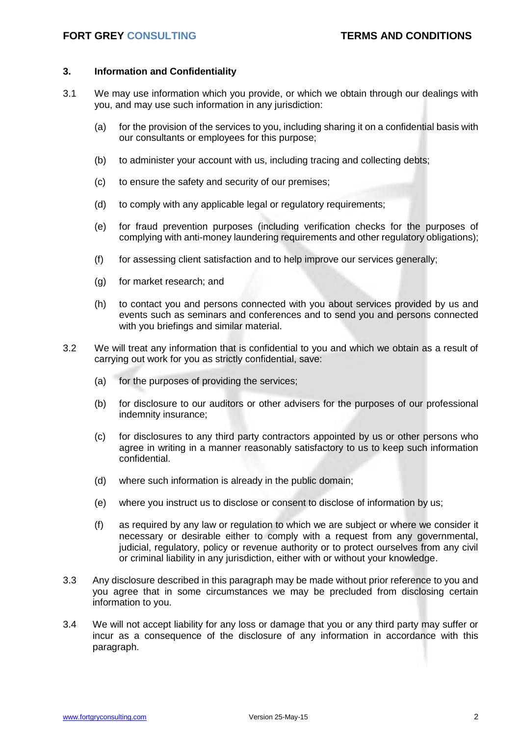## 3. Information and Confidentiality

3.1 We may use information which you provide, or which we obtain through our dealings with you, and may use such information in any jurisdiction:

(a) for the provision of the services to you, including sharing it on a confidential basis with our consultants or employees for this purpose;

(b) to administer your account with us, including tracing and collecting debts;

(c) to ensure the safety and security of our premises;

(d) to comply with any applicable legal or regulatory requirements;

(e) for fraud prevention purposes (including verification checks for the purposes of complying with anti-money laundering requirements and other regulatory obligations);

(f) for assessing client satisfaction and to help improve our services generally;

(g) for market research; and

(h) to contact you and persons connected with you about services provided by us and events such as seminars and conferences and to send you and persons connected with you briefings and similar material.

3.2 We will treat any information that is confidential to you and which we obtain as a result of carrying out work for you as strictly confidential, save:

(a) for the purposes of providing the services;

(b) for disclosure to our auditors or other advisers for the purposes of our professional indemnity insurance;

(c) for disclosures to any third party contractors appointed by us or other persons who agree in writing in a manner reasonably satisfactory to us to keep such information confidential.

(d) where such information is already in the public domain;

(e) where you instruct us to disclose or consent to disclose of information by us;

(f) as required by any law or regulation to which we are subject or where we consider it necessary or desirable either to comply with a request from any governmental, judicial, regulatory, policy or revenue authority or to protect ourselves from any civil or criminal liability in any jurisdiction, either with or without your knowledge.

3.3 Any disclosure described in this paragraph may be made without prior reference to you and you agree that in some circumstances we may be precluded from disclosing certain information to you.

3.4 We will not accept liability for any loss or damage that you or any third party may suffer or incur as a consequence of the disclosure of any information in accordance with this paragraph.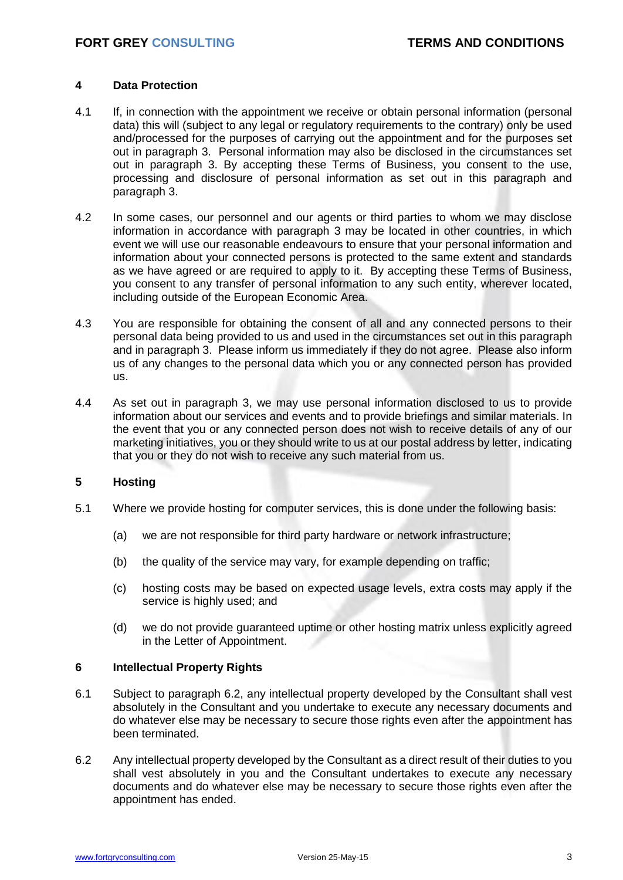## 4 Data Protection

4.1 If, in connection with the appointment we receive or obtain personal information (personal data) this will (subject to any legal or regulatory requirements to the contrary) only be used and/processed for the purposes of carrying out the appointment and for the purposes set out in paragraph 3. Personal information may also be disclosed in the circumstances set out in paragraph 3. By accepting these Terms of Business, you consent to the use, processing and disclosure of personal information as set out in this paragraph and paragraph 3.

4.2 In some cases, our personnel and our agents or third parties to whom we may disclose information in accordance with paragraph 3 may be located in other countries, in which event we will use our reasonable endeavours to ensure that your personal information and information about your connected persons is protected to the same extent and standards as we have agreed or are required to apply to it. By accepting these Terms of Business, you consent to any transfer of personal information to any such entity, wherever located, including outside of the European Economic Area.

4.3 You are responsible for obtaining the consent of all and any connected persons to their personal data being provided to us and used in the circumstances set out in this paragraph and in paragraph 3. Please inform us immediately if they do not agree. Please also inform us of any changes to the personal data which you or any connected person has provided us.

4.4 As set out in paragraph 3, we may use personal information disclosed to us to provide information about our services and events and to provide briefings and similar materials. In the event that you or any connected person does not wish to receive details of any of our marketing initiatives, you or they should write to us at our postal address by letter, indicating that you or they do not wish to receive any such material from us.

## 5 Hosting

5.1 Where we provide hosting for computer services, this is done under the following basis:

(a) we are not responsible for third party hardware or network infrastructure;

(b) the quality of the service may vary, for example depending on traffic;

(c) hosting costs may be based on expected usage levels, extra costs may apply if the service is highly used; and

(d) we do not provide guaranteed uptime or other hosting matrix unless explicitly agreed in the Letter of Appointment.

## 6 Intellectual Property Rights

6.1 Subject to paragraph 6.2, any intellectual property developed by the Consultant shall vest absolutely in the Consultant and you undertake to execute any necessary documents and do whatever else may be necessary to secure those rights even after the appointment has been terminated.

6.2 Any intellectual property developed by the Consultant as a direct result of their duties to you shall vest absolutely in you and the Consultant undertakes to execute any necessary documents and do whatever else may be necessary to secure those rights even after the appointment has ended.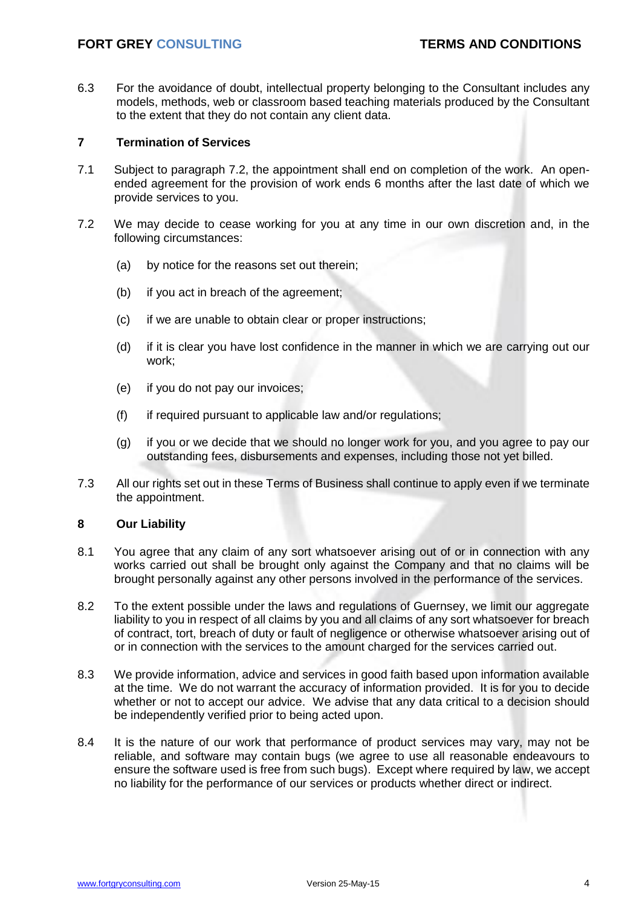6.3 For the avoidance of doubt, intellectual property belonging to the Consultant includes any models, methods, web or classroom based teaching materials produced by the Consultant to the extent that they do not contain any client data.

## 7 Termination of Services

7.1 Subject to paragraph 7.2, the appointment shall end on completion of the work. An open-ended agreement for the provision of work ends 6 months after the last date of which we provide services to you.

7.2 We may decide to cease working for you at any time in our own discretion and, in the following circumstances:

(a) by notice for the reasons set out therein;

(b) if you act in breach of the agreement;

(c) if we are unable to obtain clear or proper instructions;

(d) if it is clear you have lost confidence in the manner in which we are carrying out our work;

(e) if you do not pay our invoices;

(f) if required pursuant to applicable law and/or regulations;

(g) if you or we decide that we should no longer work for you, and you agree to pay our outstanding fees, disbursements and expenses, including those not yet billed.

7.3 All our rights set out in these Terms of Business shall continue to apply even if we terminate the appointment.

## 8 Our Liability

8.1 You agree that any claim of any sort whatsoever arising out of or in connection with any works carried out shall be brought only against the Company and that no claims will be brought personally against any other persons involved in the performance of the services.

8.2 To the extent possible under the laws and regulations of Guernsey, we limit our aggregate liability to you in respect of all claims by you and all claims of any sort whatsoever for breach of contract, tort, breach of duty or fault of negligence or otherwise whatsoever arising out of or in connection with the services to the amount charged for the services carried out.

8.3 We provide information, advice and services in good faith based upon information available at the time. We do not warrant the accuracy of information provided. It is for you to decide whether or not to accept our advice. We advise that any data critical to a decision should be independently verified prior to being acted upon.

8.4 It is the nature of our work that performance of product services may vary, may not be reliable, and software may contain bugs (we agree to use all reasonable endeavours to ensure the software used is free from such bugs). Except where required by law, we accept no liability for the performance of our services or products whether direct or indirect.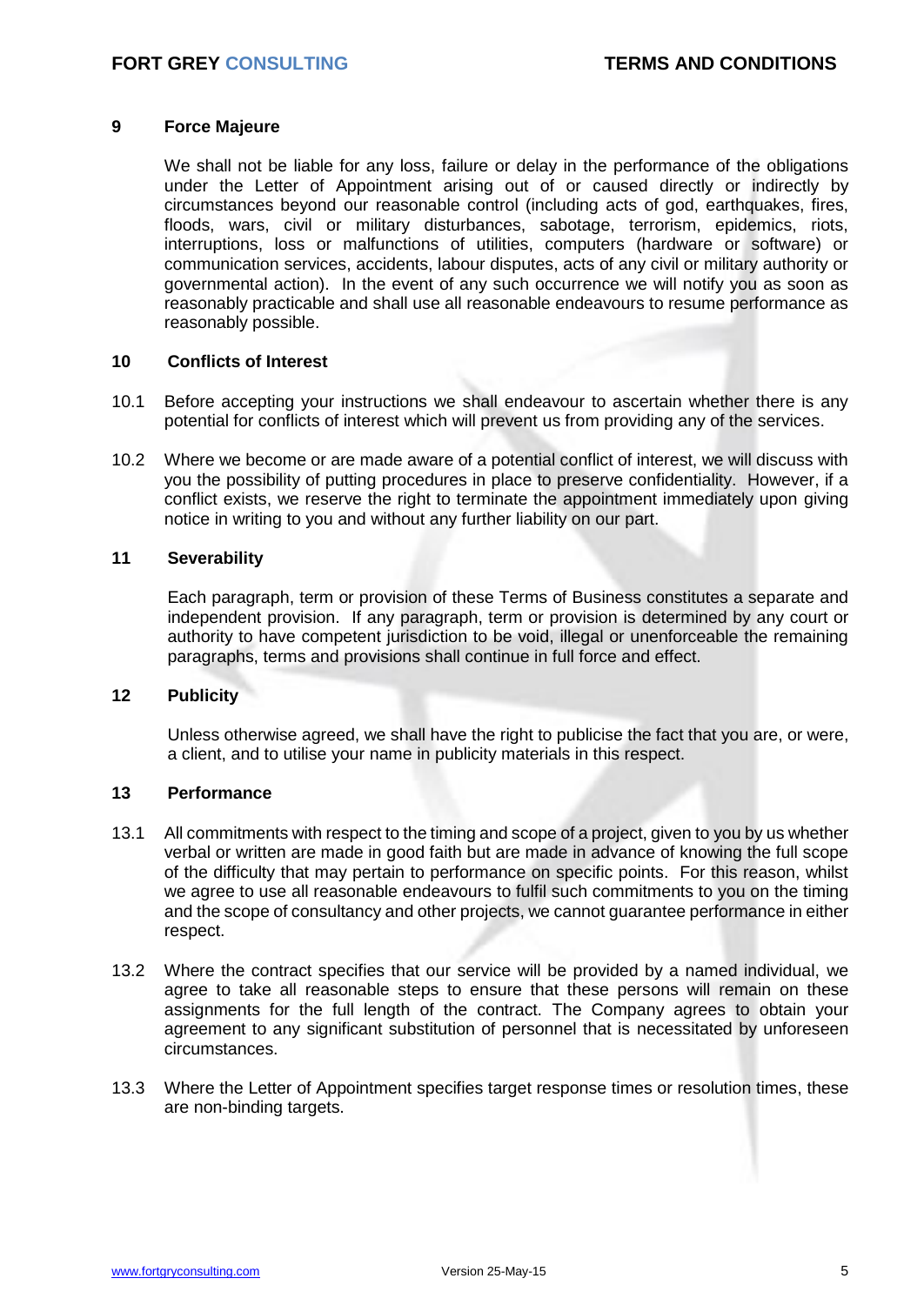## 9 Force Majeure

We shall not be liable for any loss, failure or delay in the performance of the obligations under the Letter of Appointment arising out of or caused directly or indirectly by circumstances beyond our reasonable control (including acts of god, earthquakes, fires, floods, wars, civil or military disturbances, sabotage, terrorism, epidemics, riots, interruptions, loss or malfunctions of utilities, computers (hardware or software) or communication services, accidents, labour disputes, acts of any civil or military authority or governmental action). In the event of any such occurrence we will notify you as soon as reasonably practicable and shall use all reasonable endeavours to resume performance as reasonably possible.

## 10 Conflicts of Interest

10.1 Before accepting your instructions we shall endeavour to ascertain whether there is any potential for conflicts of interest which will prevent us from providing any of the services.

10.2 Where we become or are made aware of a potential conflict of interest, we will discuss with you the possibility of putting procedures in place to preserve confidentiality. However, if a conflict exists, we reserve the right to terminate the appointment immediately upon giving notice in writing to you and without any further liability on our part.

## 11 Severability

Each paragraph, term or provision of these Terms of Business constitutes a separate and independent provision. If any paragraph, term or provision is determined by any court or authority to have competent jurisdiction to be void, illegal or unenforceable the remaining paragraphs, terms and provisions shall continue in full force and effect.

## 12 Publicity

Unless otherwise agreed, we shall have the right to publicise the fact that you are, or were, a client, and to utilise your name in publicity materials in this respect.

## 13 Performance

13.1 All commitments with respect to the timing and scope of a project, given to you by us whether verbal or written are made in good faith but are made in advance of knowing the full scope of the difficulty that may pertain to performance on specific points. For this reason, whilst we agree to use all reasonable endeavours to fulfil such commitments to you on the timing and the scope of consultancy and other projects, we cannot guarantee performance in either respect.

13.2 Where the contract specifies that our service will be provided by a named individual, we agree to take all reasonable steps to ensure that these persons will remain on these assignments for the full length of the contract. The Company agrees to obtain your agreement to any significant substitution of personnel that is necessitated by unforeseen circumstances.

13.3 Where the Letter of Appointment specifies target response times or resolution times, these are non-binding targets.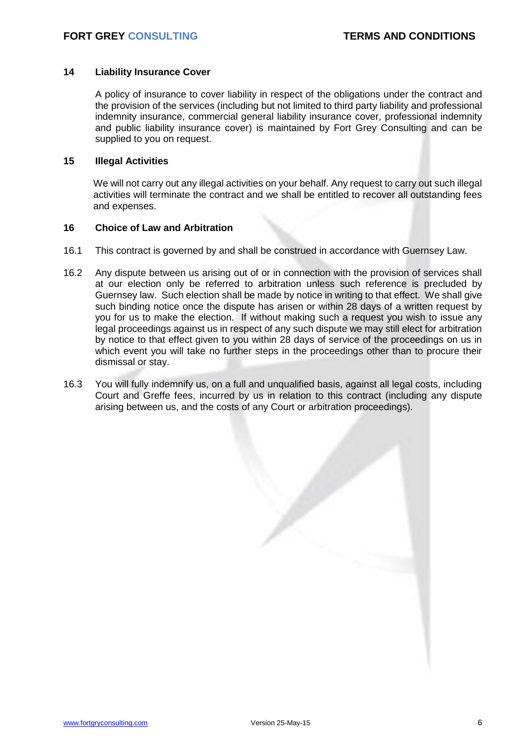## 14 Liability Insurance Cover

A policy of insurance to cover liability in respect of the obligations under the contract and the provision of the services (including but not limited to third party liability and professional indemnity insurance, commercial general liability insurance cover, professional indemnity and public liability insurance cover) is maintained by Fort Grey Consulting and can be supplied to you on request.

## 15 Illegal Activities

We will not carry out any illegal activities on your behalf. Any request to carry out such illegal activities will terminate the contract and we shall be entitled to recover all outstanding fees and expenses.

## 16 Choice of Law and Arbitration

16.1 This contract is governed by and shall be construed in accordance with Guernsey Law.

16.2 Any dispute between us arising out of or in connection with the provision of services shall at our election only be referred to arbitration unless such reference is precluded by Guernsey law. Such election shall be made by notice in writing to that effect. We shall give such binding notice once the dispute has arisen or within 28 days of a written request by you for us to make the election. If without making such a request you wish to issue any legal proceedings against us in respect of any such dispute we may still elect for arbitration by notice to that effect given to you within 28 days of service of the proceedings on us in which event you will take no further steps in the proceedings other than to procure their dismissal or stay.

16.3 You will fully indemnify us, on a full and unqualified basis, against all legal costs, including Court and Greffe fees, incurred by us in relation to this contract (including any dispute arising between us, and the costs of any Court or arbitration proceedings).